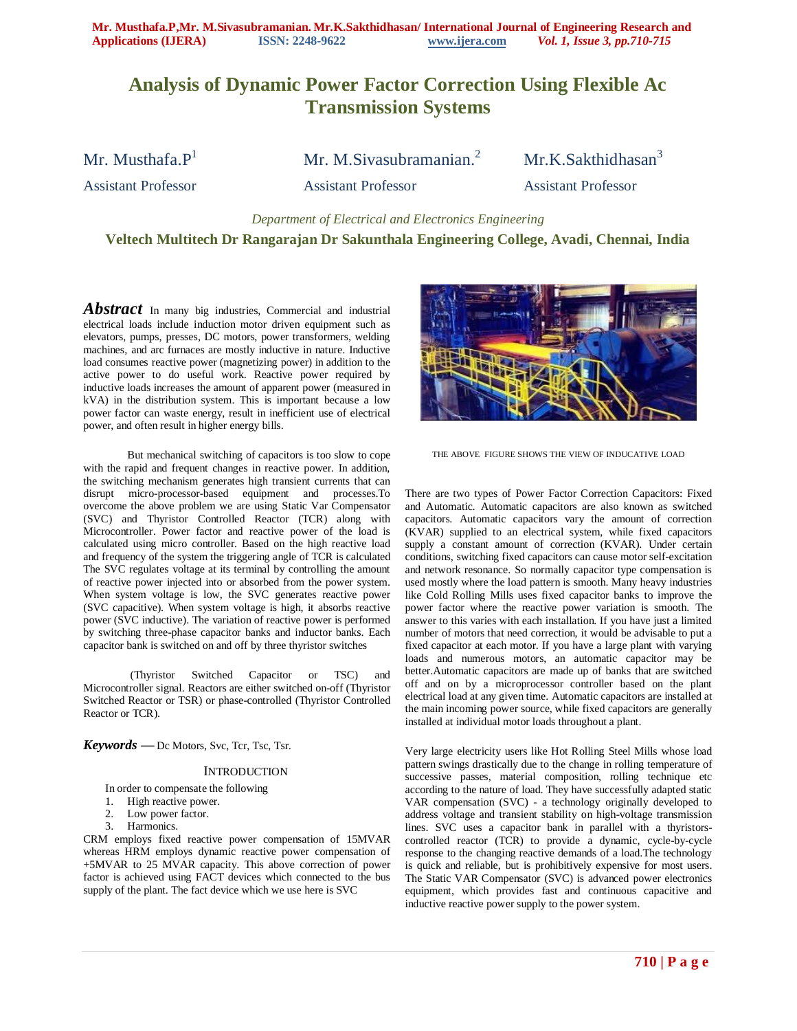# Analysis of Dynamic Power Factor Correction Using Flexible Ac Transmission Systems

Mr. Musthafa.P[1] — Assistant Professor
Mr. M.Sivasubramanian.[2] — Assistant Professor
Mr.K.Sakthidhasan[3] — Assistant Professor

*Department of Electrical and Electronics Engineering*

**Veltech Multitech Dr Rangarajan Dr Sakunthala Engineering College, Avadi, Chennai, India**

***Abstract*** In many big industries, Commercial and industrial electrical loads include induction motor driven equipment such as elevators, pumps, presses, DC motors, power transformers, welding machines, and arc furnaces are mostly inductive in nature. Inductive load consumes reactive power (magnetizing power) in addition to the active power to do useful work. Reactive power required by inductive loads increases the amount of apparent power (measured in kVA) in the distribution system. This is important because a low power factor can waste energy, result in inefficient use of electrical power, and often result in higher energy bills.

But mechanical switching of capacitors is too slow to cope with the rapid and frequent changes in reactive power. In addition, the switching mechanism generates high transient currents that can disrupt micro-processor-based equipment and processes.To overcome the above problem we are using Static Var Compensator (SVC) and Thyristor Controlled Reactor (TCR) along with Microcontroller. Power factor and reactive power of the load is calculated using micro controller. Based on the high reactive load and frequency of the system the triggering angle of TCR is calculated The SVC regulates voltage at its terminal by controlling the amount of reactive power injected into or absorbed from the power system. When system voltage is low, the SVC generates reactive power (SVC capacitive). When system voltage is high, it absorbs reactive power (SVC inductive). The variation of reactive power is performed by switching three-phase capacitor banks and inductor banks. Each capacitor bank is switched on and off by three thyristor switches

(Thyristor Switched Capacitor or TSC) and Microcontroller signal. Reactors are either switched on-off (Thyristor Switched Reactor or TSR) or phase-controlled (Thyristor Controlled Reactor or TCR).

***Keywords* —** Dc Motors, Svc, Tcr, Tsc, Tsr.

## INTRODUCTION

In order to compensate the following

1. High reactive power.
2. Low power factor.
3. Harmonics.

CRM employs fixed reactive power compensation of 15MVAR whereas HRM employs dynamic reactive power compensation of +5MVAR to 25 MVAR capacity. This above correction of power factor is achieved using FACT devices which connected to the bus supply of the plant. The fact device which we use here is SVC

THE ABOVE FIGURE SHOWS THE VIEW OF INDUCATIVE LOAD

There are two types of Power Factor Correction Capacitors: Fixed and Automatic. Automatic capacitors are also known as switched capacitors. Automatic capacitors vary the amount of correction (KVAR) supplied to an electrical system, while fixed capacitors supply a constant amount of correction (KVAR). Under certain conditions, switching fixed capacitors can cause motor self-excitation and network resonance. So normally capacitor type compensation is used mostly where the load pattern is smooth. Many heavy industries like Cold Rolling Mills uses fixed capacitor banks to improve the power factor where the reactive power variation is smooth. The answer to this varies with each installation. If you have just a limited number of motors that need correction, it would be advisable to put a fixed capacitor at each motor. If you have a large plant with varying loads and numerous motors, an automatic capacitor may be better.Automatic capacitors are made up of banks that are switched off and on by a microprocessor controller based on the plant electrical load at any given time. Automatic capacitors are installed at the main incoming power source, while fixed capacitors are generally installed at individual motor loads throughout a plant.

Very large electricity users like Hot Rolling Steel Mills whose load pattern swings drastically due to the change in rolling temperature of successive passes, material composition, rolling technique etc according to the nature of load. They have successfully adapted static VAR compensation (SVC) - a technology originally developed to address voltage and transient stability on high-voltage transmission lines. SVC uses a capacitor bank in parallel with a thyristors-controlled reactor (TCR) to provide a dynamic, cycle-by-cycle response to the changing reactive demands of a load.The technology is quick and reliable, but is prohibitively expensive for most users. The Static VAR Compensator (SVC) is advanced power electronics equipment, which provides fast and continuous capacitive and inductive reactive power supply to the power system.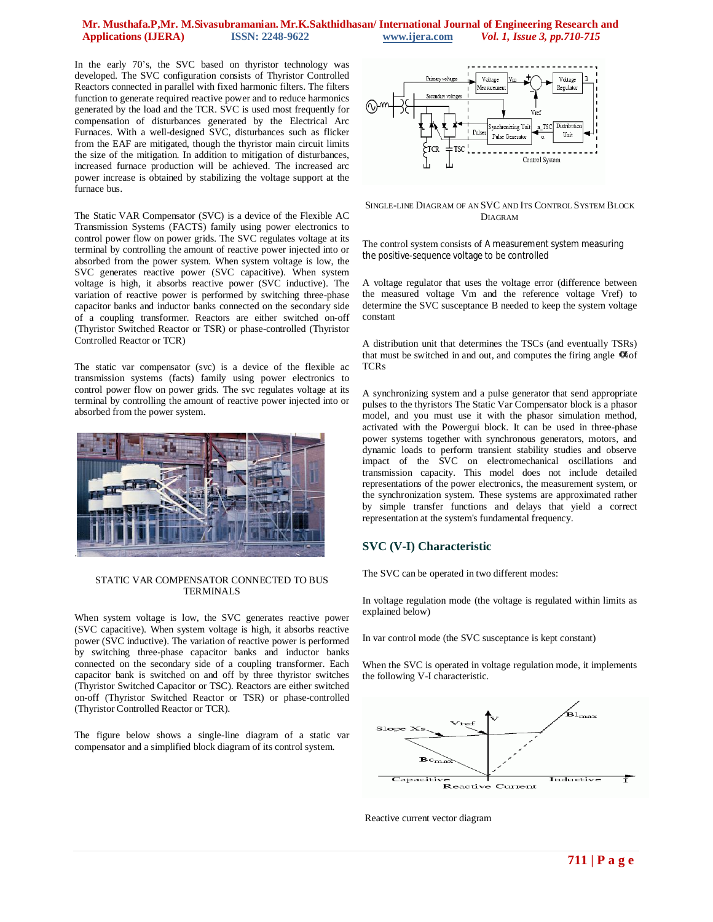In the early 70's, the SVC based on thyristor technology was developed. The SVC configuration consists of Thyristor Controlled Reactors connected in parallel with fixed harmonic filters. The filters function to generate required reactive power and to reduce harmonics generated by the load and the TCR. SVC is used most frequently for compensation of disturbances generated by the Electrical Arc Furnaces. With a well-designed SVC, disturbances such as flicker from the EAF are mitigated, though the thyristor main circuit limits the size of the mitigation. In addition to mitigation of disturbances, increased furnace production will be achieved. The increased arc power increase is obtained by stabilizing the voltage support at the furnace bus.

The Static VAR Compensator (SVC) is a device of the Flexible AC Transmission Systems (FACTS) family using power electronics to control power flow on power grids. The SVC regulates voltage at its terminal by controlling the amount of reactive power injected into or absorbed from the power system. When system voltage is low, the SVC generates reactive power (SVC capacitive). When system voltage is high, it absorbs reactive power (SVC inductive). The variation of reactive power is performed by switching three-phase capacitor banks and inductor banks connected on the secondary side of a coupling transformer. Reactors are either switched on-off (Thyristor Switched Reactor or TSR) or phase-controlled (Thyristor Controlled Reactor or TCR)

The static var compensator (svc) is a device of the flexible ac transmission systems (facts) family using power electronics to control power flow on power grids. The svc regulates voltage at its terminal by controlling the amount of reactive power injected into or absorbed from the power system.

STATIC VAR COMPENSATOR CONNECTED TO BUS TERMINALS

When system voltage is low, the SVC generates reactive power (SVC capacitive). When system voltage is high, it absorbs reactive power (SVC inductive). The variation of reactive power is performed by switching three-phase capacitor banks and inductor banks connected on the secondary side of a coupling transformer. Each capacitor bank is switched on and off by three thyristor switches (Thyristor Switched Capacitor or TSC). Reactors are either switched on-off (Thyristor Switched Reactor or TSR) or phase-controlled (Thyristor Controlled Reactor or TCR).

The figure below shows a single-line diagram of a static var compensator and a simplified block diagram of its control system.

SINGLE-LINE DIAGRAM OF AN SVC AND ITS CONTROL SYSTEM BLOCK DIAGRAM

The control system consists of A measurement system measuring the positive-sequence voltage to be controlled

A voltage regulator that uses the voltage error (difference between the measured voltage Vm and the reference voltage Vref) to determine the SVC susceptance B needed to keep the system voltage constant

A distribution unit that determines the TSCs (and eventually TSRs) that must be switched in and out, and computes the firing angle $\alpha$ of TCRs

A synchronizing system and a pulse generator that send appropriate pulses to the thyristors The Static Var Compensator block is a phasor model, and you must use it with the phasor simulation method, activated with the Powergui block. It can be used in three-phase power systems together with synchronous generators, motors, and dynamic loads to perform transient stability studies and observe impact of the SVC on electromechanical oscillations and transmission capacity. This model does not include detailed representations of the power electronics, the measurement system, or the synchronization system. These systems are approximated rather by simple transfer functions and delays that yield a correct representation at the system's fundamental frequency.

## SVC (V-I) Characteristic

The SVC can be operated in two different modes:

In voltage regulation mode (the voltage is regulated within limits as explained below)

In var control mode (the SVC susceptance is kept constant)

When the SVC is operated in voltage regulation mode, it implements the following V-I characteristic.

Reactive current vector diagram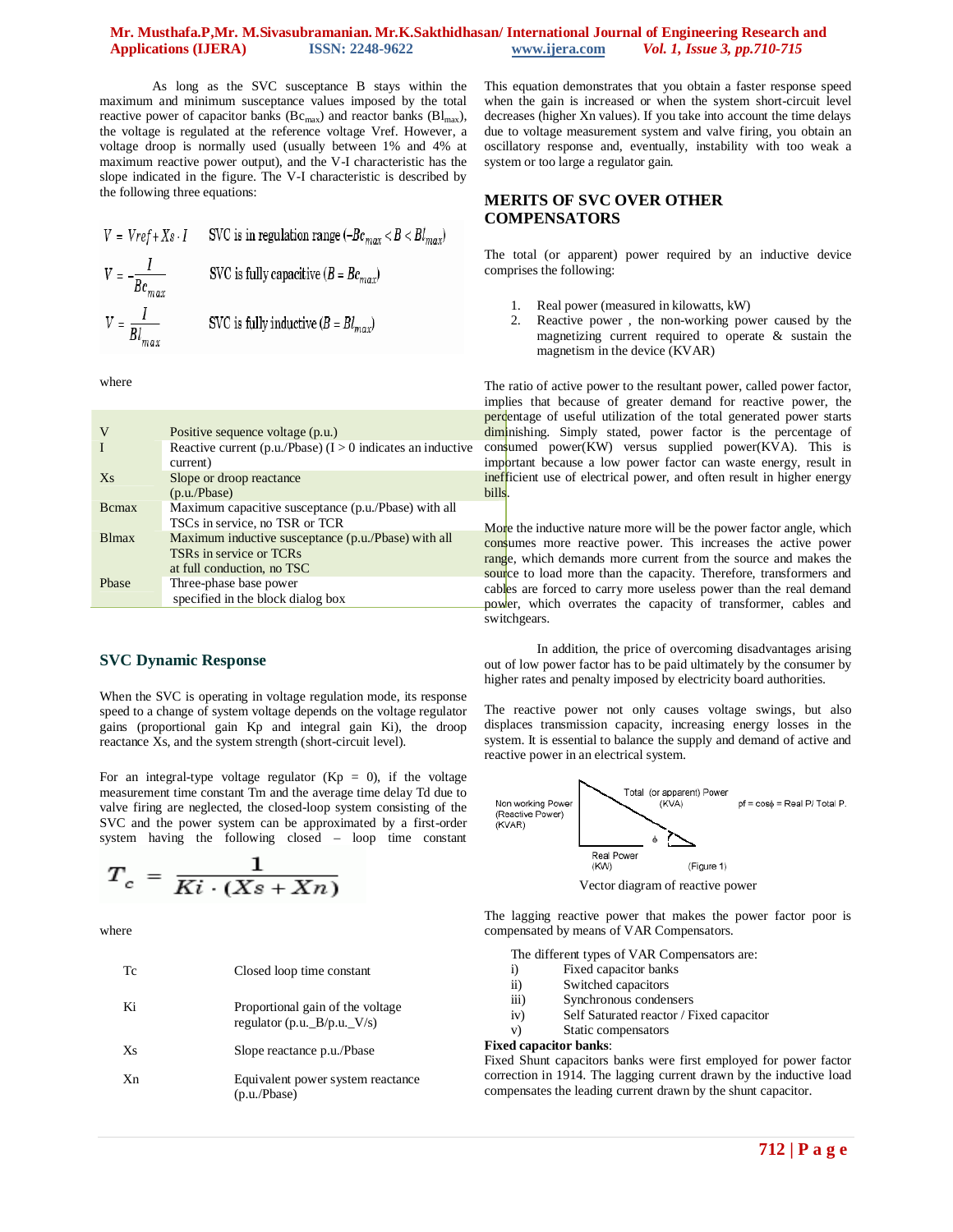As long as the SVC susceptance B stays within the maximum and minimum susceptance values imposed by the total reactive power of capacitor banks ($Bc_{max}$) and reactor banks ($Bl_{max}$), the voltage is regulated at the reference voltage Vref. However, a voltage droop is normally used (usually between 1% and 4% at maximum reactive power output), and the V-I characteristic has the slope indicated in the figure. The V-I characteristic is described by the following three equations:

$$V = Vref + Xs \cdot I \qquad \text{SVC is in regulation range } (-Bc_{max} < B < Bl_{max})$$

$$V = -\frac{I}{Bc_{max}} \qquad \text{SVC is fully capacitive } (B = Bc_{max})$$

$$V = \frac{I}{Bl_{max}} \qquad \text{SVC is fully inductive } (B = Bl_{max})$$

where

| | |
|---|---|
| V | Positive sequence voltage (p.u.) |
| I | Reactive current (p.u./Pbase) (I > 0 indicates an inductive current) |
| Xs | Slope or droop reactance (p.u./Pbase) |
| Bcmax | Maximum capacitive susceptance (p.u./Pbase) with all TSCs in service, no TSR or TCR |
| Blmax | Maximum inductive susceptance (p.u./Pbase) with all TSRs in service or TCRs at full conduction, no TSC |
| Pbase | Three-phase base power specified in the block dialog box |

## SVC Dynamic Response

When the SVC is operating in voltage regulation mode, its response speed to a change of system voltage depends on the voltage regulator gains (proportional gain Kp and integral gain Ki), the droop reactance Xs, and the system strength (short-circuit level).

For an integral-type voltage regulator (Kp = 0), if the voltage measurement time constant Tm and the average time delay Td due to valve firing are neglected, the closed-loop system consisting of the SVC and the power system can be approximated by a first-order system having the following closed – loop time constant

$$T_c = \frac{1}{Ki \cdot (Xs + Xn)}$$

where

| | |
|---|---|
| Tc | Closed loop time constant |
| Ki | Proportional gain of the voltage regulator (p.u._B/p.u._V/s) |
| Xs | Slope reactance p.u./Pbase |
| Xn | Equivalent power system reactance (p.u./Pbase) |

This equation demonstrates that you obtain a faster response speed when the gain is increased or when the system short-circuit level decreases (higher Xn values). If you take into account the time delays due to voltage measurement system and valve firing, you obtain an oscillatory response and, eventually, instability with too weak a system or too large a regulator gain.

## MERITS OF SVC OVER OTHER COMPENSATORS

The total (or apparent) power required by an inductive device comprises the following:

1. Real power (measured in kilowatts, kW)
2. Reactive power , the non-working power caused by the magnetizing current required to operate & sustain the magnetism in the device (KVAR)

The ratio of active power to the resultant power, called power factor, implies that because of greater demand for reactive power, the percentage of useful utilization of the total generated power starts diminishing. Simply stated, power factor is the percentage of consumed power(KW) versus supplied power(KVA). This is important because a low power factor can waste energy, result in inefficient use of electrical power, and often result in higher energy bills.

More the inductive nature more will be the power factor angle, which consumes more reactive power. This increases the active power range, which demands more current from the source and makes the source to load more than the capacity. Therefore, transformers and cables are forced to carry more useless power than the real demand power, which overrates the capacity of transformer, cables and switchgears.

In addition, the price of overcoming disadvantages arising out of low power factor has to be paid ultimately by the consumer by higher rates and penalty imposed by electricity board authorities.

The reactive power not only causes voltage swings, but also displaces transmission capacity, increasing energy losses in the system. It is essential to balance the supply and demand of active and reactive power in an electrical system.

Non working Power (Reactive Power) (KVAR) | Total (or apparent) Power (KVA) | Real Power (KW) | ϕ | pf = cosϕ = Real P/ Total P. | (Figure 1)

Vector diagram of reactive power

The lagging reactive power that makes the power factor poor is compensated by means of VAR Compensators.

The different types of VAR Compensators are:

i) Fixed capacitor banks
ii) Switched capacitors
iii) Synchronous condensers
iv) Self Saturated reactor / Fixed capacitor
v) Static compensators

**Fixed capacitor banks**:
Fixed Shunt capacitors banks were first employed for power factor correction in 1914. The lagging current drawn by the inductive load compensates the leading current drawn by the shunt capacitor.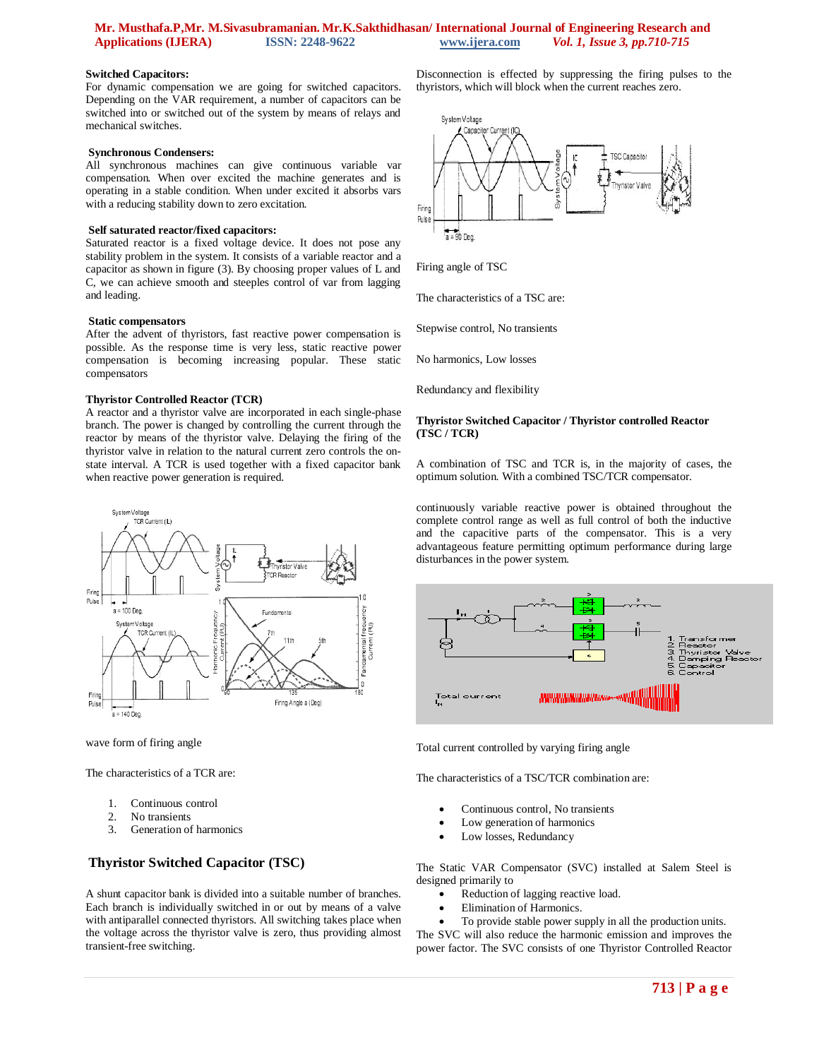**Switched Capacitors:**
For dynamic compensation we are going for switched capacitors. Depending on the VAR requirement, a number of capacitors can be switched into or switched out of the system by means of relays and mechanical switches.

**Synchronous Condensers:**
All synchronous machines can give continuous variable var compensation. When over excited the machine generates and is operating in a stable condition. When under excited it absorbs vars with a reducing stability down to zero excitation.

**Self saturated reactor/fixed capacitors:**
Saturated reactor is a fixed voltage device. It does not pose any stability problem in the system. It consists of a variable reactor and a capacitor as shown in figure (3). By choosing proper values of L and C, we can achieve smooth and steeples control of var from lagging and leading.

**Static compensators**
After the advent of thyristors, fast reactive power compensation is possible. As the response time is very less, static reactive power compensation is becoming increasing popular. These static compensators

**Thyristor Controlled Reactor (TCR)**
A reactor and a thyristor valve are incorporated in each single-phase branch. The power is changed by controlling the current through the reactor by means of the thyristor valve. Delaying the firing of the thyristor valve in relation to the natural current zero controls the on-state interval. A TCR is used together with a fixed capacitor bank when reactive power generation is required.

wave form of firing angle

The characteristics of a TCR are:

1. Continuous control
2. No transients
3. Generation of harmonics

## Thyristor Switched Capacitor (TSC)

A shunt capacitor bank is divided into a suitable number of branches. Each branch is individually switched in or out by means of a valve with antiparallel connected thyristors. All switching takes place when the voltage across the thyristor valve is zero, thus providing almost transient-free switching.

Disconnection is effected by suppressing the firing pulses to the thyristors, which will block when the current reaches zero.

Firing angle of TSC

The characteristics of a TSC are:

Stepwise control, No transients

No harmonics, Low losses

Redundancy and flexibility

**Thyristor Switched Capacitor / Thyristor controlled Reactor (TSC / TCR)**

A combination of TSC and TCR is, in the majority of cases, the optimum solution. With a combined TSC/TCR compensator.

continuously variable reactive power is obtained throughout the complete control range as well as full control of both the inductive and the capacitive parts of the compensator. This is a very advantageous feature permitting optimum performance during large disturbances in the power system.

Total current controlled by varying firing angle

The characteristics of a TSC/TCR combination are:

- Continuous control, No transients
- Low generation of harmonics
- Low losses, Redundancy

The Static VAR Compensator (SVC) installed at Salem Steel is designed primarily to

- Reduction of lagging reactive load.
- Elimination of Harmonics.
- To provide stable power supply in all the production units.

The SVC will also reduce the harmonic emission and improves the power factor. The SVC consists of one Thyristor Controlled Reactor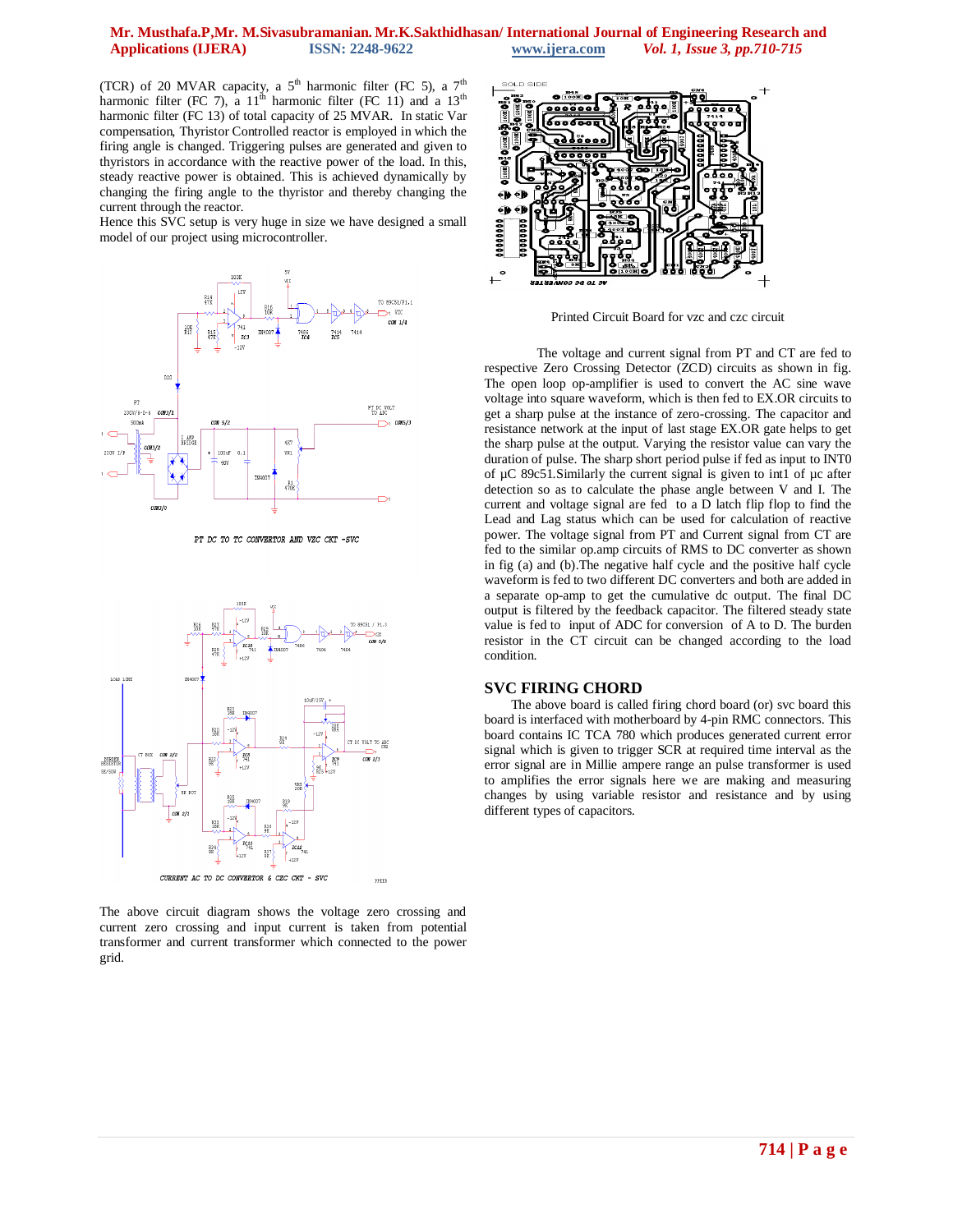(TCR) of 20 MVAR capacity, a 5[th] harmonic filter (FC 5), a 7[th] harmonic filter (FC 7), a 11[th] harmonic filter (FC 11) and a 13[th] harmonic filter (FC 13) of total capacity of 25 MVAR. In static Var compensation, Thyristor Controlled reactor is employed in which the firing angle is changed. Triggering pulses are generated and given to thyristors in accordance with the reactive power of the load. In this, steady reactive power is obtained. This is achieved dynamically by changing the firing angle to the thyristor and thereby changing the current through the reactor.

Hence this SVC setup is very huge in size we have designed a small model of our project using microcontroller.

PT DC TO TC CONVERTOR AND VZC CKT -SVC

CURRENT AC TO DC CONVERTOR & CZC CKT - SVC

The above circuit diagram shows the voltage zero crossing and current zero crossing and input current is taken from potential transformer and current transformer which connected to the power grid.

Printed Circuit Board for vzc and czc circuit

The voltage and current signal from PT and CT are fed to respective Zero Crossing Detector (ZCD) circuits as shown in fig. The open loop op-amplifier is used to convert the AC sine wave voltage into square waveform, which is then fed to EX.OR circuits to get a sharp pulse at the instance of zero-crossing. The capacitor and resistance network at the input of last stage EX.OR gate helps to get the sharp pulse at the output. Varying the resistor value can vary the duration of pulse. The sharp short period pulse if fed as input to INT0 of µC 89c51.Similarly the current signal is given to int1 of µc after detection so as to calculate the phase angle between V and I. The current and voltage signal are fed to a D latch flip flop to find the Lead and Lag status which can be used for calculation of reactive power. The voltage signal from PT and Current signal from CT are fed to the similar op.amp circuits of RMS to DC converter as shown in fig (a) and (b).The negative half cycle and the positive half cycle waveform is fed to two different DC converters and both are added in a separate op-amp to get the cumulative dc output. The final DC output is filtered by the feedback capacitor. The filtered steady state value is fed to input of ADC for conversion of A to D. The burden resistor in the CT circuit can be changed according to the load condition.

## SVC FIRING CHORD

The above board is called firing chord board (or) svc board this board is interfaced with motherboard by 4-pin RMC connectors. This board contains IC TCA 780 which produces generated current error signal which is given to trigger SCR at required time interval as the error signal are in Millie ampere range an pulse transformer is used to amplifies the error signals here we are making and measuring changes by using variable resistor and resistance and by using different types of capacitors.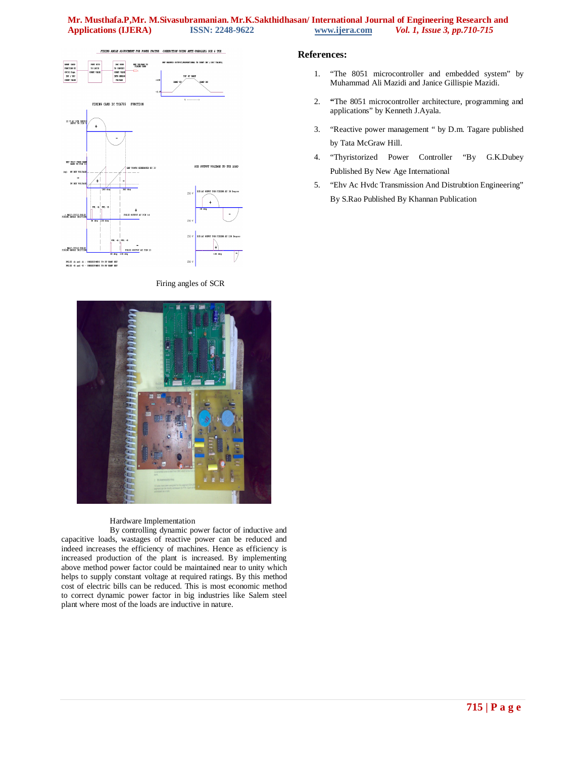Firing angles of SCR

Hardware Implementation

By controlling dynamic power factor of inductive and capacitive loads, wastages of reactive power can be reduced and indeed increases the efficiency of machines. Hence as efficiency is increased production of the plant is increased. By implementing above method power factor could be maintained near to unity which helps to supply constant voltage at required ratings. By this method cost of electric bills can be reduced. This is most economic method to correct dynamic power factor in big industries like Salem steel plant where most of the loads are inductive in nature.

## References:

1. "The 8051 microcontroller and embedded system" by Muhammad Ali Mazidi and Janice Gillispie Mazidi.
2. "The 8051 microcontroller architecture, programming and applications" by Kenneth J.Ayala.
3. "Reactive power management " by D.m. Tagare published by Tata McGraw Hill.
4. "Thyristorized Power Controller "By G.K.Dubey Published By New Age International
5. "Ehv Ac Hvdc Transmission And Distrubtion Engineering" By S.Rao Published By Khannan Publication